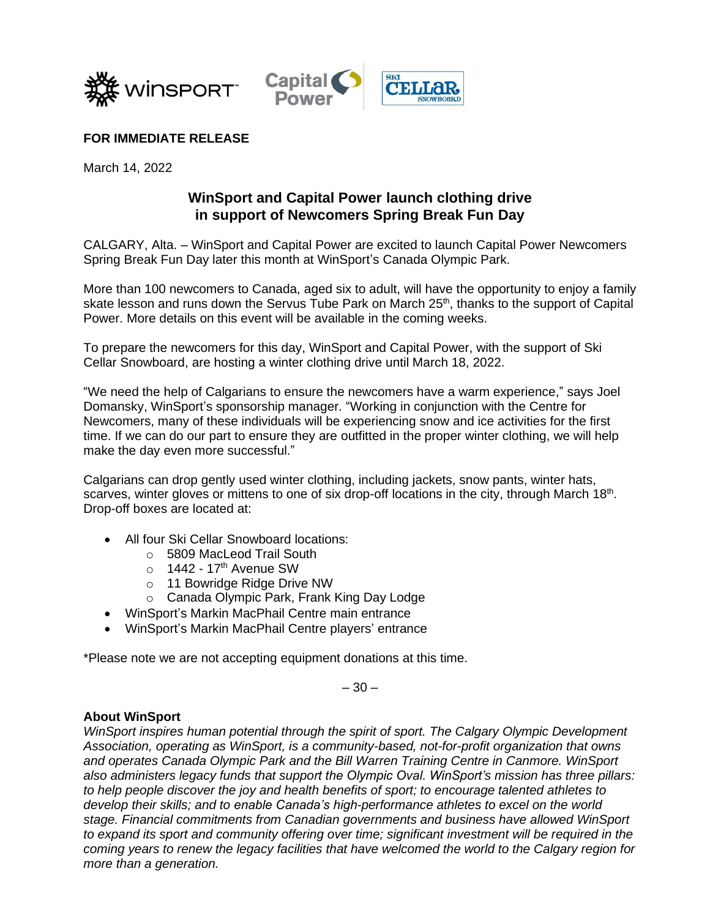**FOR IMMEDIATE RELEASE**

March 14, 2022

## WinSport and Capital Power launch clothing drive in support of Newcomers Spring Break Fun Day

CALGARY, Alta. – WinSport and Capital Power are excited to launch Capital Power Newcomers Spring Break Fun Day later this month at WinSport's Canada Olympic Park.

More than 100 newcomers to Canada, aged six to adult, will have the opportunity to enjoy a family skate lesson and runs down the Servus Tube Park on March 25th, thanks to the support of Capital Power. More details on this event will be available in the coming weeks.

To prepare the newcomers for this day, WinSport and Capital Power, with the support of Ski Cellar Snowboard, are hosting a winter clothing drive until March 18, 2022.

"We need the help of Calgarians to ensure the newcomers have a warm experience," says Joel Domansky, WinSport's sponsorship manager. "Working in conjunction with the Centre for Newcomers, many of these individuals will be experiencing snow and ice activities for the first time. If we can do our part to ensure they are outfitted in the proper winter clothing, we will help make the day even more successful."

Calgarians can drop gently used winter clothing, including jackets, snow pants, winter hats, scarves, winter gloves or mittens to one of six drop-off locations in the city, through March 18th. Drop-off boxes are located at:

- All four Ski Cellar Snowboard locations:
  - 5809 MacLeod Trail South
  - 1442 - 17th Avenue SW
  - 11 Bowridge Ridge Drive NW
  - Canada Olympic Park, Frank King Day Lodge
- WinSport's Markin MacPhail Centre main entrance
- WinSport's Markin MacPhail Centre players' entrance

*Please note we are not accepting equipment donations at this time.

– 30 –

**About WinSport**

*WinSport inspires human potential through the spirit of sport. The Calgary Olympic Development Association, operating as WinSport, is a community-based, not-for-profit organization that owns and operates Canada Olympic Park and the Bill Warren Training Centre in Canmore. WinSport also administers legacy funds that support the Olympic Oval. WinSport's mission has three pillars: to help people discover the joy and health benefits of sport; to encourage talented athletes to develop their skills; and to enable Canada's high-performance athletes to excel on the world stage. Financial commitments from Canadian governments and business have allowed WinSport to expand its sport and community offering over time; significant investment will be required in the coming years to renew the legacy facilities that have welcomed the world to the Calgary region for more than a generation.*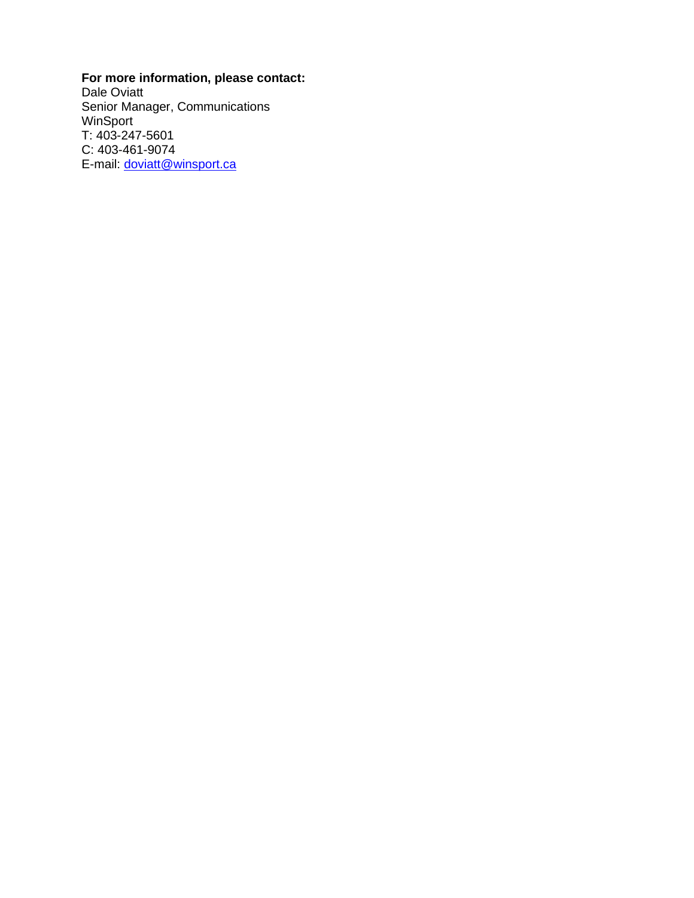**For more information, please contact:**
Dale Oviatt
Senior Manager, Communications
WinSport
T: 403-247-5601
C: 403-461-9074
E-mail: doviatt@winsport.ca